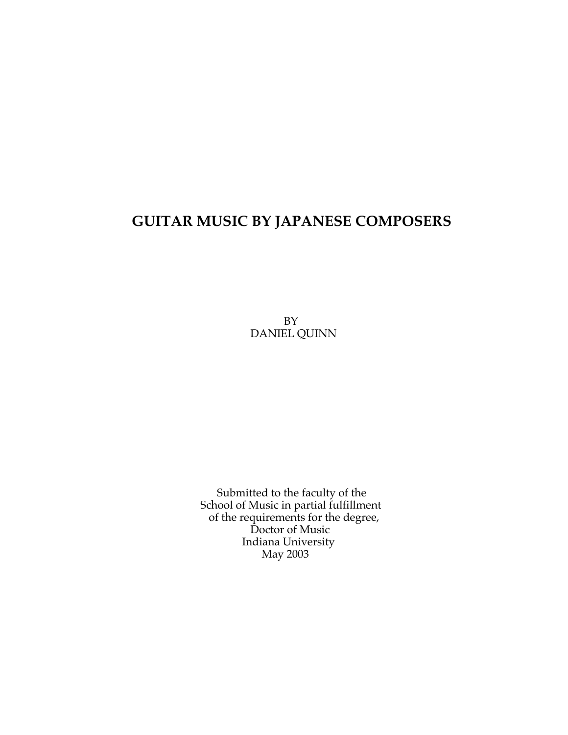# GUITAR MUSIC BY JAPANESE COMPOSERS

BY
DANIEL QUINN

Submitted to the faculty of the
School of Music in partial fulfillment
of the requirements for the degree,
Doctor of Music
Indiana University
May 2003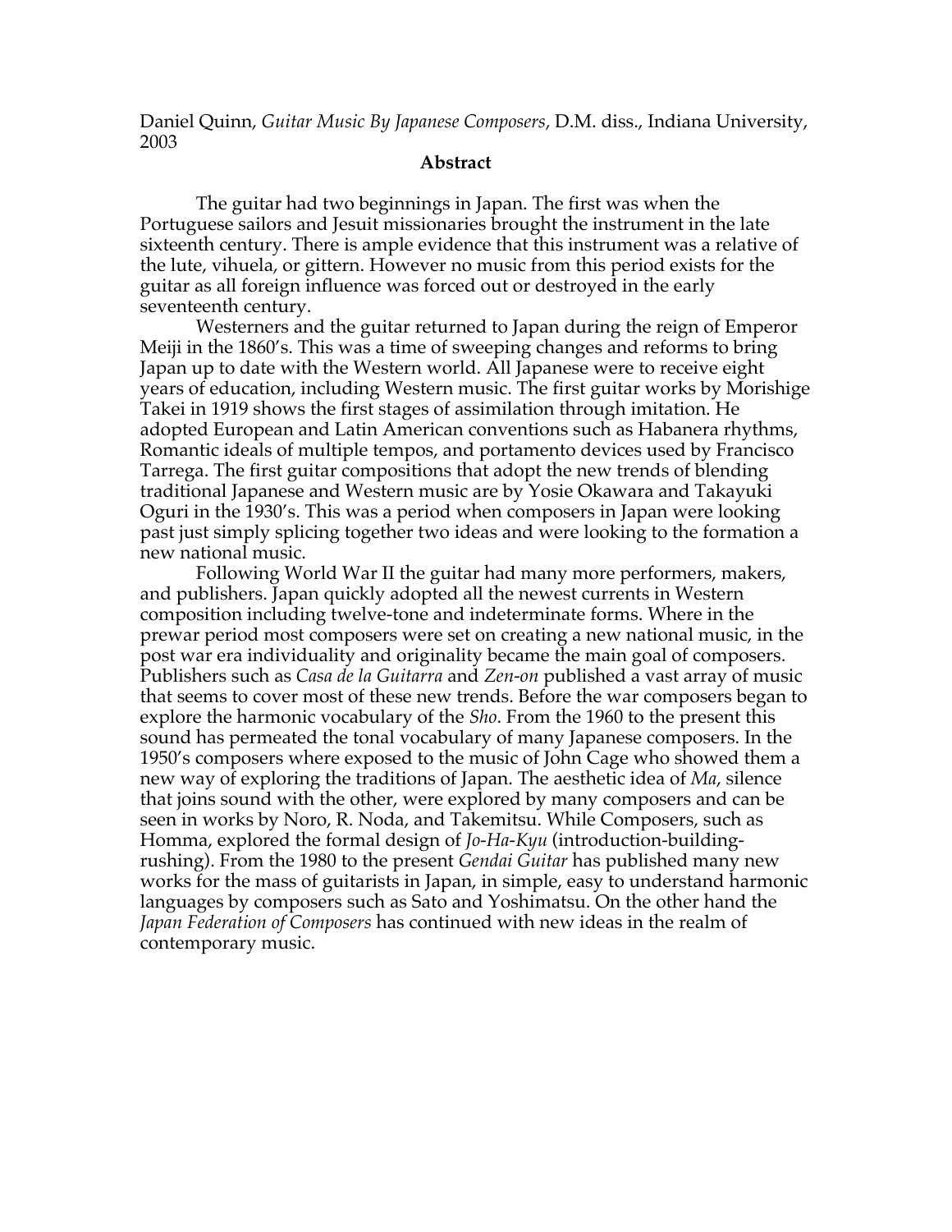Daniel Quinn, *Guitar Music By Japanese Composers*, D.M. diss., Indiana University, 2003

**Abstract**

The guitar had two beginnings in Japan. The first was when the Portuguese sailors and Jesuit missionaries brought the instrument in the late sixteenth century. There is ample evidence that this instrument was a relative of the lute, vihuela, or gittern. However no music from this period exists for the guitar as all foreign influence was forced out or destroyed in the early seventeenth century.

Westerners and the guitar returned to Japan during the reign of Emperor Meiji in the 1860's. This was a time of sweeping changes and reforms to bring Japan up to date with the Western world. All Japanese were to receive eight years of education, including Western music. The first guitar works by Morishige Takei in 1919 shows the first stages of assimilation through imitation. He adopted European and Latin American conventions such as Habanera rhythms, Romantic ideals of multiple tempos, and portamento devices used by Francisco Tarrega. The first guitar compositions that adopt the new trends of blending traditional Japanese and Western music are by Yosie Okawara and Takayuki Oguri in the 1930's. This was a period when composers in Japan were looking past just simply splicing together two ideas and were looking to the formation a new national music.

Following World War II the guitar had many more performers, makers, and publishers. Japan quickly adopted all the newest currents in Western composition including twelve-tone and indeterminate forms. Where in the prewar period most composers were set on creating a new national music, in the post war era individuality and originality became the main goal of composers. Publishers such as *Casa de la Guitarra* and *Zen-on* published a vast array of music that seems to cover most of these new trends. Before the war composers began to explore the harmonic vocabulary of the *Sho*. From the 1960 to the present this sound has permeated the tonal vocabulary of many Japanese composers. In the 1950's composers where exposed to the music of John Cage who showed them a new way of exploring the traditions of Japan. The aesthetic idea of *Ma*, silence that joins sound with the other, were explored by many composers and can be seen in works by Noro, R. Noda, and Takemitsu. While Composers, such as Homma, explored the formal design of *Jo-Ha-Kyu* (introduction-building-rushing). From the 1980 to the present *Gendai Guitar* has published many new works for the mass of guitarists in Japan, in simple, easy to understand harmonic languages by composers such as Sato and Yoshimatsu. On the other hand the *Japan Federation of Composers* has continued with new ideas in the realm of contemporary music.